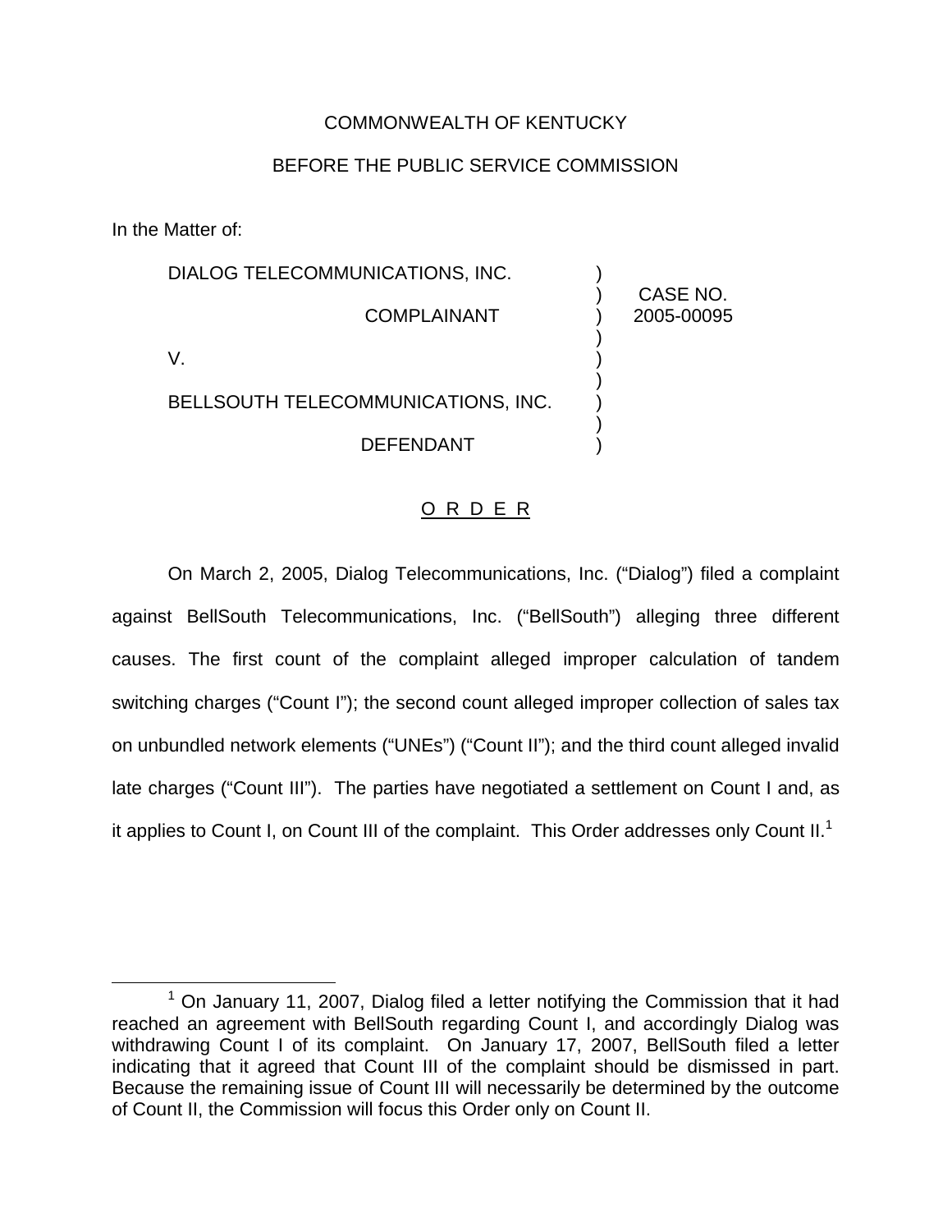COMMONWEALTH OF KENTUCKY

BEFORE THE PUBLIC SERVICE COMMISSION

In the Matter of:

| | | |
|---|---|---|
| DIALOG TELECOMMUNICATIONS, INC. | ) | |
| COMPLAINANT | ) | CASE NO. 2005-00095 |
| V. | ) | |
| BELLSOUTH TELECOMMUNICATIONS, INC. | ) | |
| DEFENDANT | ) | |

<u>O R D E R</u>

On March 2, 2005, Dialog Telecommunications, Inc. ("Dialog") filed a complaint against BellSouth Telecommunications, Inc. ("BellSouth") alleging three different causes. The first count of the complaint alleged improper calculation of tandem switching charges ("Count I"); the second count alleged improper collection of sales tax on unbundled network elements ("UNEs") ("Count II"); and the third count alleged invalid late charges ("Count III"). The parties have negotiated a settlement on Count I and, as it applies to Count I, on Count III of the complaint. This Order addresses only Count II.[1]

[1] On January 11, 2007, Dialog filed a letter notifying the Commission that it had reached an agreement with BellSouth regarding Count I, and accordingly Dialog was withdrawing Count I of its complaint. On January 17, 2007, BellSouth filed a letter indicating that it agreed that Count III of the complaint should be dismissed in part. Because the remaining issue of Count III will necessarily be determined by the outcome of Count II, the Commission will focus this Order only on Count II.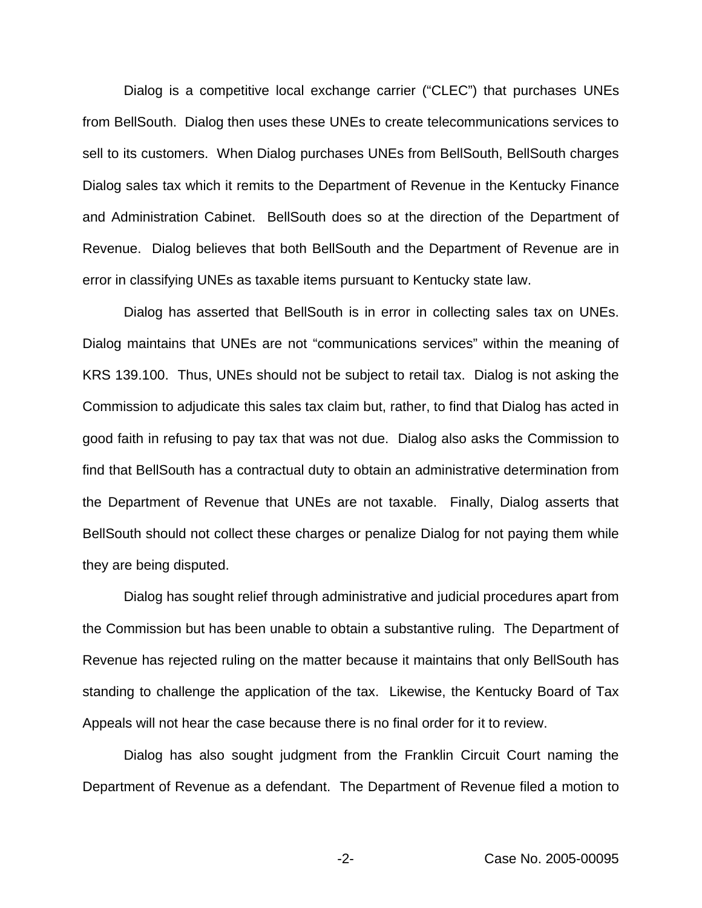Dialog is a competitive local exchange carrier ("CLEC") that purchases UNEs from BellSouth. Dialog then uses these UNEs to create telecommunications services to sell to its customers. When Dialog purchases UNEs from BellSouth, BellSouth charges Dialog sales tax which it remits to the Department of Revenue in the Kentucky Finance and Administration Cabinet. BellSouth does so at the direction of the Department of Revenue. Dialog believes that both BellSouth and the Department of Revenue are in error in classifying UNEs as taxable items pursuant to Kentucky state law.

Dialog has asserted that BellSouth is in error in collecting sales tax on UNEs. Dialog maintains that UNEs are not "communications services" within the meaning of KRS 139.100. Thus, UNEs should not be subject to retail tax. Dialog is not asking the Commission to adjudicate this sales tax claim but, rather, to find that Dialog has acted in good faith in refusing to pay tax that was not due. Dialog also asks the Commission to find that BellSouth has a contractual duty to obtain an administrative determination from the Department of Revenue that UNEs are not taxable. Finally, Dialog asserts that BellSouth should not collect these charges or penalize Dialog for not paying them while they are being disputed.

Dialog has sought relief through administrative and judicial procedures apart from the Commission but has been unable to obtain a substantive ruling. The Department of Revenue has rejected ruling on the matter because it maintains that only BellSouth has standing to challenge the application of the tax. Likewise, the Kentucky Board of Tax Appeals will not hear the case because there is no final order for it to review.

Dialog has also sought judgment from the Franklin Circuit Court naming the Department of Revenue as a defendant. The Department of Revenue filed a motion to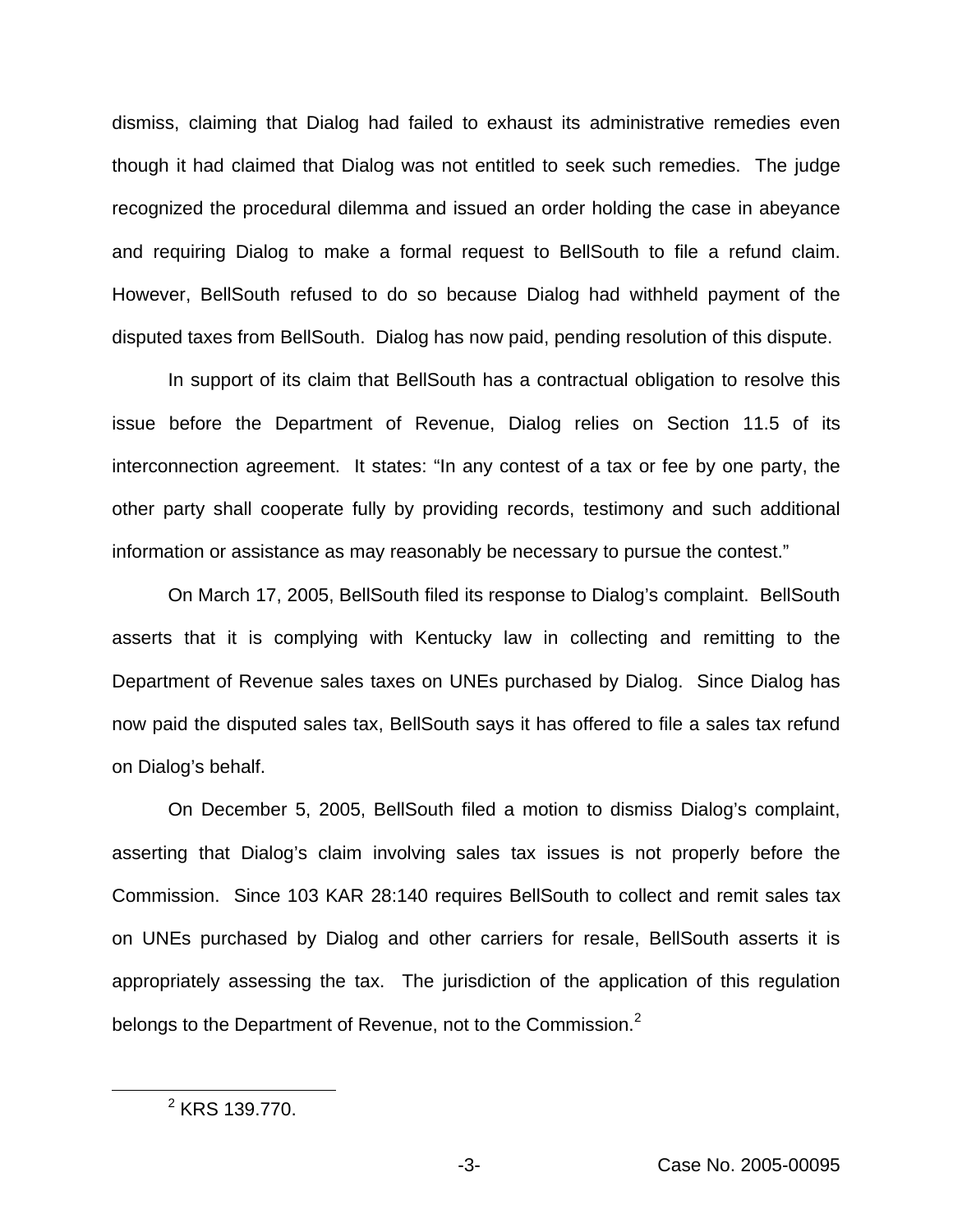dismiss, claiming that Dialog had failed to exhaust its administrative remedies even though it had claimed that Dialog was not entitled to seek such remedies. The judge recognized the procedural dilemma and issued an order holding the case in abeyance and requiring Dialog to make a formal request to BellSouth to file a refund claim. However, BellSouth refused to do so because Dialog had withheld payment of the disputed taxes from BellSouth. Dialog has now paid, pending resolution of this dispute.

In support of its claim that BellSouth has a contractual obligation to resolve this issue before the Department of Revenue, Dialog relies on Section 11.5 of its interconnection agreement. It states: "In any contest of a tax or fee by one party, the other party shall cooperate fully by providing records, testimony and such additional information or assistance as may reasonably be necessary to pursue the contest."

On March 17, 2005, BellSouth filed its response to Dialog's complaint. BellSouth asserts that it is complying with Kentucky law in collecting and remitting to the Department of Revenue sales taxes on UNEs purchased by Dialog. Since Dialog has now paid the disputed sales tax, BellSouth says it has offered to file a sales tax refund on Dialog's behalf.

On December 5, 2005, BellSouth filed a motion to dismiss Dialog's complaint, asserting that Dialog's claim involving sales tax issues is not properly before the Commission. Since 103 KAR 28:140 requires BellSouth to collect and remit sales tax on UNEs purchased by Dialog and other carriers for resale, BellSouth asserts it is appropriately assessing the tax. The jurisdiction of the application of this regulation belongs to the Department of Revenue, not to the Commission.[2]

[2] KRS 139.770.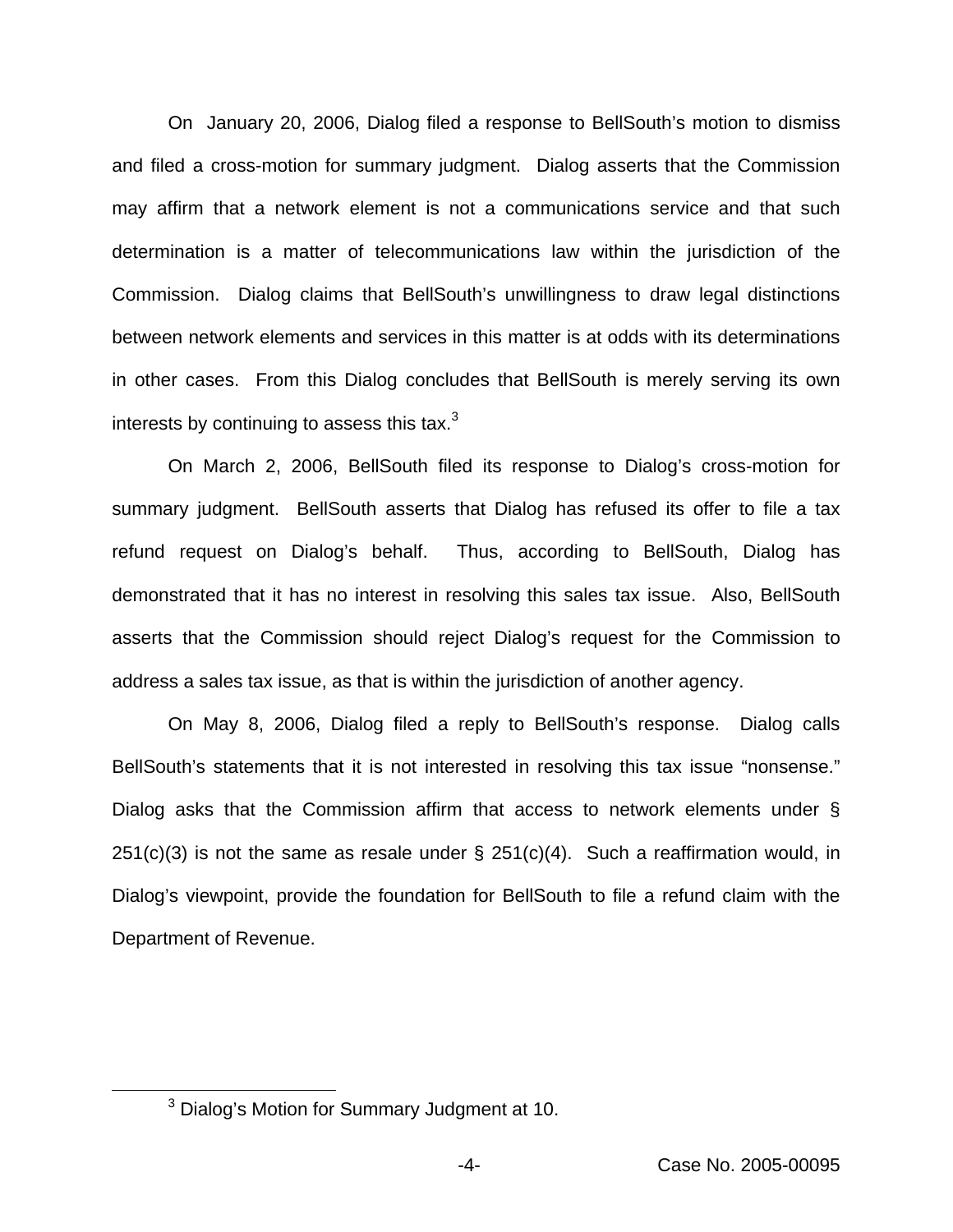On January 20, 2006, Dialog filed a response to BellSouth's motion to dismiss and filed a cross-motion for summary judgment. Dialog asserts that the Commission may affirm that a network element is not a communications service and that such determination is a matter of telecommunications law within the jurisdiction of the Commission. Dialog claims that BellSouth's unwillingness to draw legal distinctions between network elements and services in this matter is at odds with its determinations in other cases. From this Dialog concludes that BellSouth is merely serving its own interests by continuing to assess this tax.[3]

On March 2, 2006, BellSouth filed its response to Dialog's cross-motion for summary judgment. BellSouth asserts that Dialog has refused its offer to file a tax refund request on Dialog's behalf. Thus, according to BellSouth, Dialog has demonstrated that it has no interest in resolving this sales tax issue. Also, BellSouth asserts that the Commission should reject Dialog's request for the Commission to address a sales tax issue, as that is within the jurisdiction of another agency.

On May 8, 2006, Dialog filed a reply to BellSouth's response. Dialog calls BellSouth's statements that it is not interested in resolving this tax issue "nonsense." Dialog asks that the Commission affirm that access to network elements under § 251(c)(3) is not the same as resale under § 251(c)(4). Such a reaffirmation would, in Dialog's viewpoint, provide the foundation for BellSouth to file a refund claim with the Department of Revenue.

[3] Dialog's Motion for Summary Judgment at 10.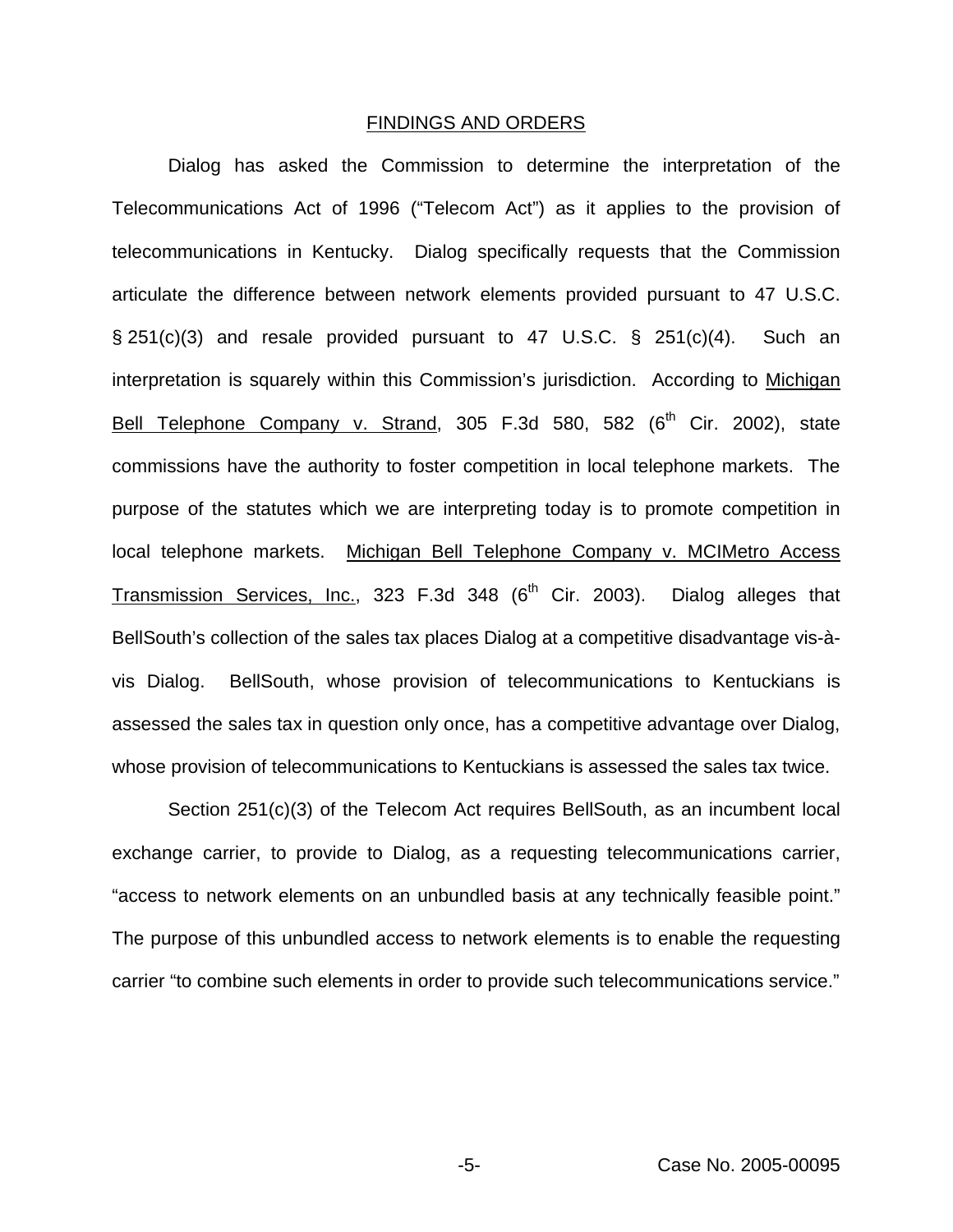## FINDINGS AND ORDERS

Dialog has asked the Commission to determine the interpretation of the Telecommunications Act of 1996 ("Telecom Act") as it applies to the provision of telecommunications in Kentucky. Dialog specifically requests that the Commission articulate the difference between network elements provided pursuant to 47 U.S.C. § 251(c)(3) and resale provided pursuant to 47 U.S.C. § 251(c)(4). Such an interpretation is squarely within this Commission's jurisdiction. According to Michigan Bell Telephone Company v. Strand, 305 F.3d 580, 582 (6th Cir. 2002), state commissions have the authority to foster competition in local telephone markets. The purpose of the statutes which we are interpreting today is to promote competition in local telephone markets. Michigan Bell Telephone Company v. MCIMetro Access Transmission Services, Inc., 323 F.3d 348 (6th Cir. 2003). Dialog alleges that BellSouth's collection of the sales tax places Dialog at a competitive disadvantage vis-à-vis Dialog. BellSouth, whose provision of telecommunications to Kentuckians is assessed the sales tax in question only once, has a competitive advantage over Dialog, whose provision of telecommunications to Kentuckians is assessed the sales tax twice.

Section 251(c)(3) of the Telecom Act requires BellSouth, as an incumbent local exchange carrier, to provide to Dialog, as a requesting telecommunications carrier, "access to network elements on an unbundled basis at any technically feasible point." The purpose of this unbundled access to network elements is to enable the requesting carrier "to combine such elements in order to provide such telecommunications service."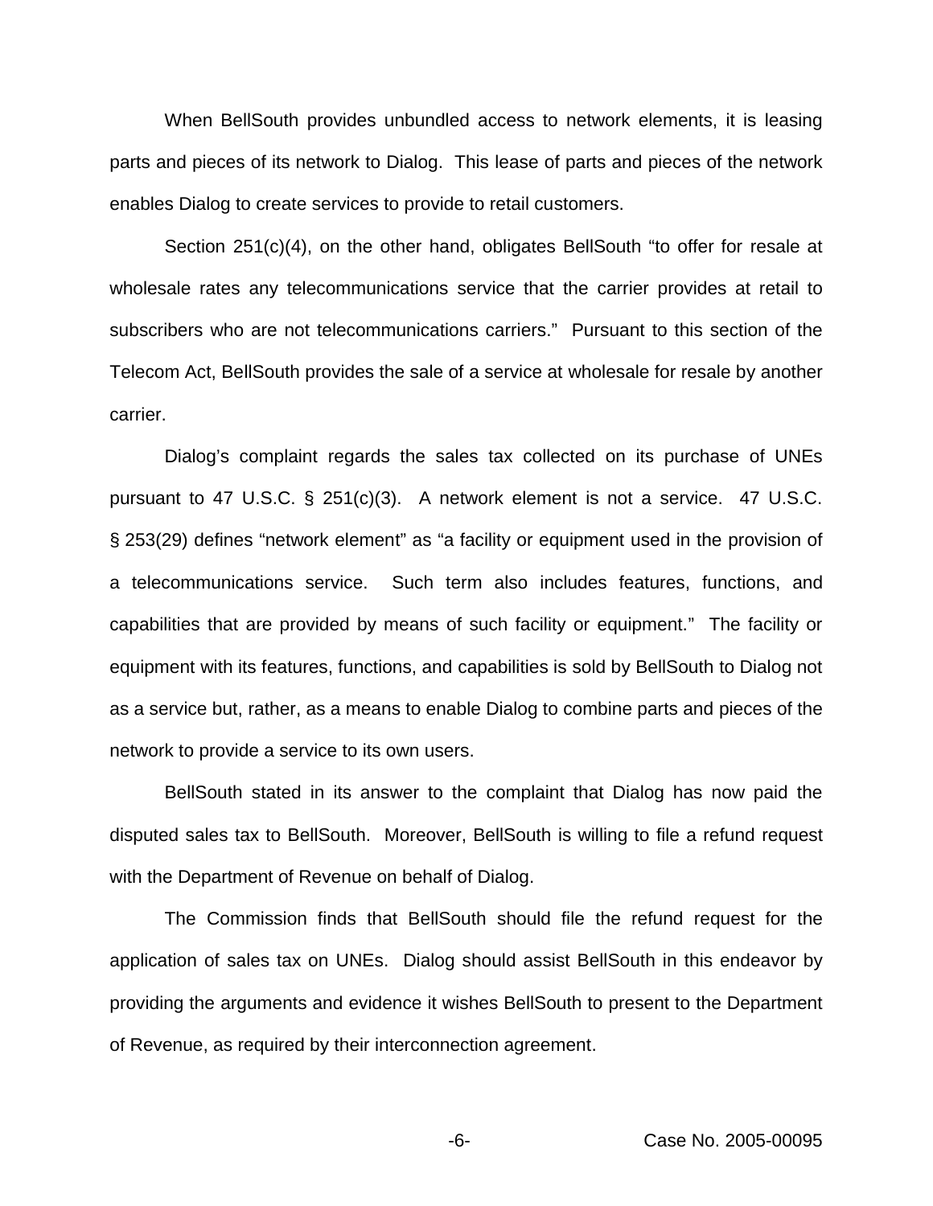When BellSouth provides unbundled access to network elements, it is leasing parts and pieces of its network to Dialog. This lease of parts and pieces of the network enables Dialog to create services to provide to retail customers.

Section 251(c)(4), on the other hand, obligates BellSouth "to offer for resale at wholesale rates any telecommunications service that the carrier provides at retail to subscribers who are not telecommunications carriers." Pursuant to this section of the Telecom Act, BellSouth provides the sale of a service at wholesale for resale by another carrier.

Dialog's complaint regards the sales tax collected on its purchase of UNEs pursuant to 47 U.S.C. § 251(c)(3). A network element is not a service. 47 U.S.C. § 253(29) defines "network element" as "a facility or equipment used in the provision of a telecommunications service. Such term also includes features, functions, and capabilities that are provided by means of such facility or equipment." The facility or equipment with its features, functions, and capabilities is sold by BellSouth to Dialog not as a service but, rather, as a means to enable Dialog to combine parts and pieces of the network to provide a service to its own users.

BellSouth stated in its answer to the complaint that Dialog has now paid the disputed sales tax to BellSouth. Moreover, BellSouth is willing to file a refund request with the Department of Revenue on behalf of Dialog.

The Commission finds that BellSouth should file the refund request for the application of sales tax on UNEs. Dialog should assist BellSouth in this endeavor by providing the arguments and evidence it wishes BellSouth to present to the Department of Revenue, as required by their interconnection agreement.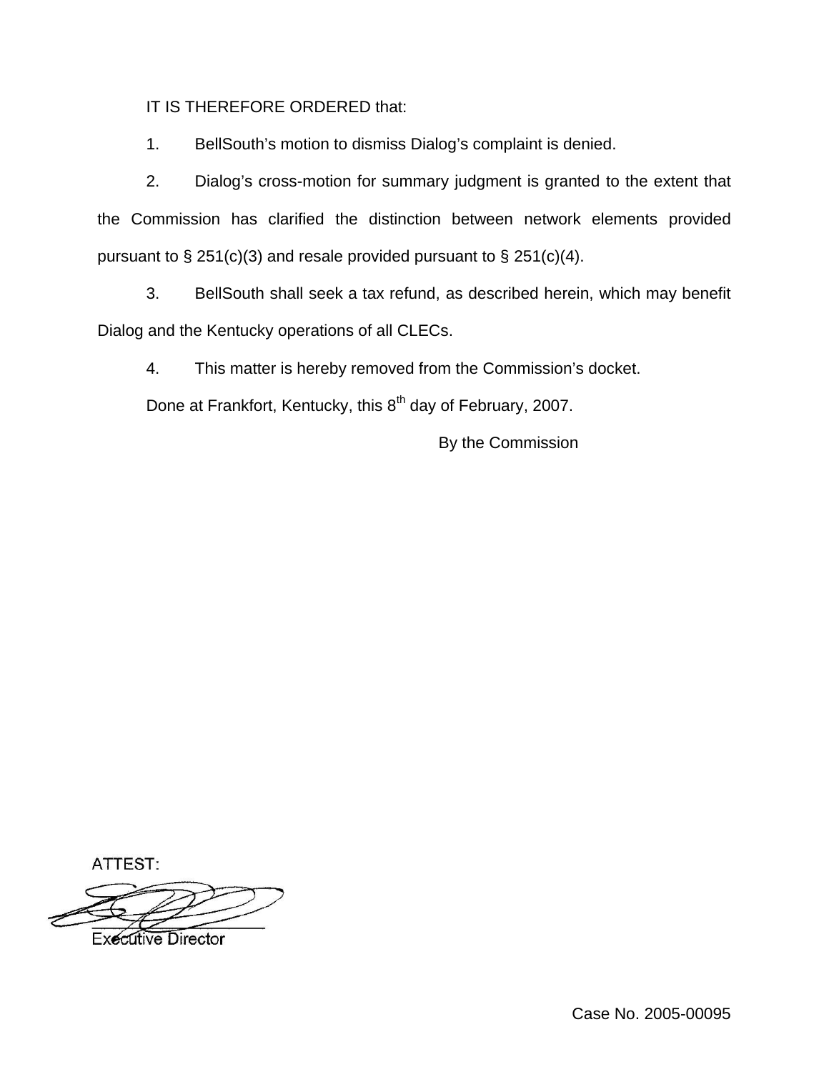IT IS THEREFORE ORDERED that:

1. BellSouth's motion to dismiss Dialog's complaint is denied.

2. Dialog's cross-motion for summary judgment is granted to the extent that the Commission has clarified the distinction between network elements provided pursuant to § 251(c)(3) and resale provided pursuant to § 251(c)(4).

3. BellSouth shall seek a tax refund, as described herein, which may benefit Dialog and the Kentucky operations of all CLECs.

4. This matter is hereby removed from the Commission's docket.

Done at Frankfort, Kentucky, this 8th day of February, 2007.

By the Commission

ATTEST:

Executive Director

Case No. 2005-00095